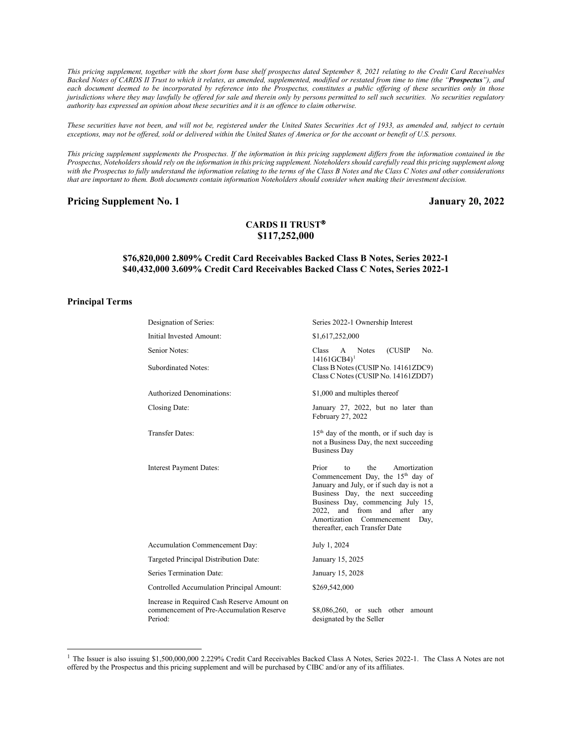*This pricing supplement, together with the short form base shelf prospectus dated September 8, 2021 relating to the Credit Card Receivables Backed Notes of CARDS II Trust to which it relates, as amended, supplemented, modified or restated from time to time (the "**Prospectus**"), and each document deemed to be incorporated by reference into the Prospectus, constitutes a public offering of these securities only in those jurisdictions where they may lawfully be offered for sale and therein only by persons permitted to sell such securities. No securities regulatory authority has expressed an opinion about these securities and it is an offence to claim otherwise.*

*These securities have not been, and will not be, registered under the United States Securities Act of 1933, as amended and, subject to certain exceptions, may not be offered, sold or delivered within the United States of America or for the account or benefit of U.S. persons.*

*This pricing supplement supplements the Prospectus. If the information in this pricing supplement differs from the information contained in the Prospectus, Noteholders should rely on the information in this pricing supplement. Noteholders should carefully read this pricing supplement along with the Prospectus to fully understand the information relating to the terms of the Class B Notes and the Class C Notes and other considerations that are important to them. Both documents contain information Noteholders should consider when making their investment decision.*

**Pricing Supplement No. 1** **January 20, 2022**

# CARDS II TRUST®
# $117,252,000

### $76,820,000 2.809% Credit Card Receivables Backed Class B Notes, Series 2022-1
### $40,432,000 3.609% Credit Card Receivables Backed Class C Notes, Series 2022-1

## Principal Terms

| | |
|---|---|
| Designation of Series: | Series 2022-1 Ownership Interest |
| Initial Invested Amount: | $1,617,252,000 |
| Senior Notes: | Class A Notes (CUSIP No. 14161GCB4)[1] |
| Subordinated Notes: | Class B Notes (CUSIP No. 14161ZDC9)<br>Class C Notes (CUSIP No. 14161ZDD7) |
| Authorized Denominations: | $1,000 and multiples thereof |
| Closing Date: | January 27, 2022, but no later than February 27, 2022 |
| Transfer Dates: | 15th day of the month, or if such day is not a Business Day, the next succeeding Business Day |
| Interest Payment Dates: | Prior to the Amortization Commencement Day, the 15th day of January and July, or if such day is not a Business Day, the next succeeding Business Day, commencing July 15, 2022, and from and after any Amortization Commencement Day, thereafter, each Transfer Date |
| Accumulation Commencement Day: | July 1, 2024 |
| Targeted Principal Distribution Date: | January 15, 2025 |
| Series Termination Date: | January 15, 2028 |
| Controlled Accumulation Principal Amount: | $269,542,000 |
| Increase in Required Cash Reserve Amount on commencement of Pre-Accumulation Reserve Period: | $8,086,260, or such other amount designated by the Seller |

[1] The Issuer is also issuing $1,500,000,000 2.229% Credit Card Receivables Backed Class A Notes, Series 2022-1. The Class A Notes are not offered by the Prospectus and this pricing supplement and will be purchased by CIBC and/or any of its affiliates.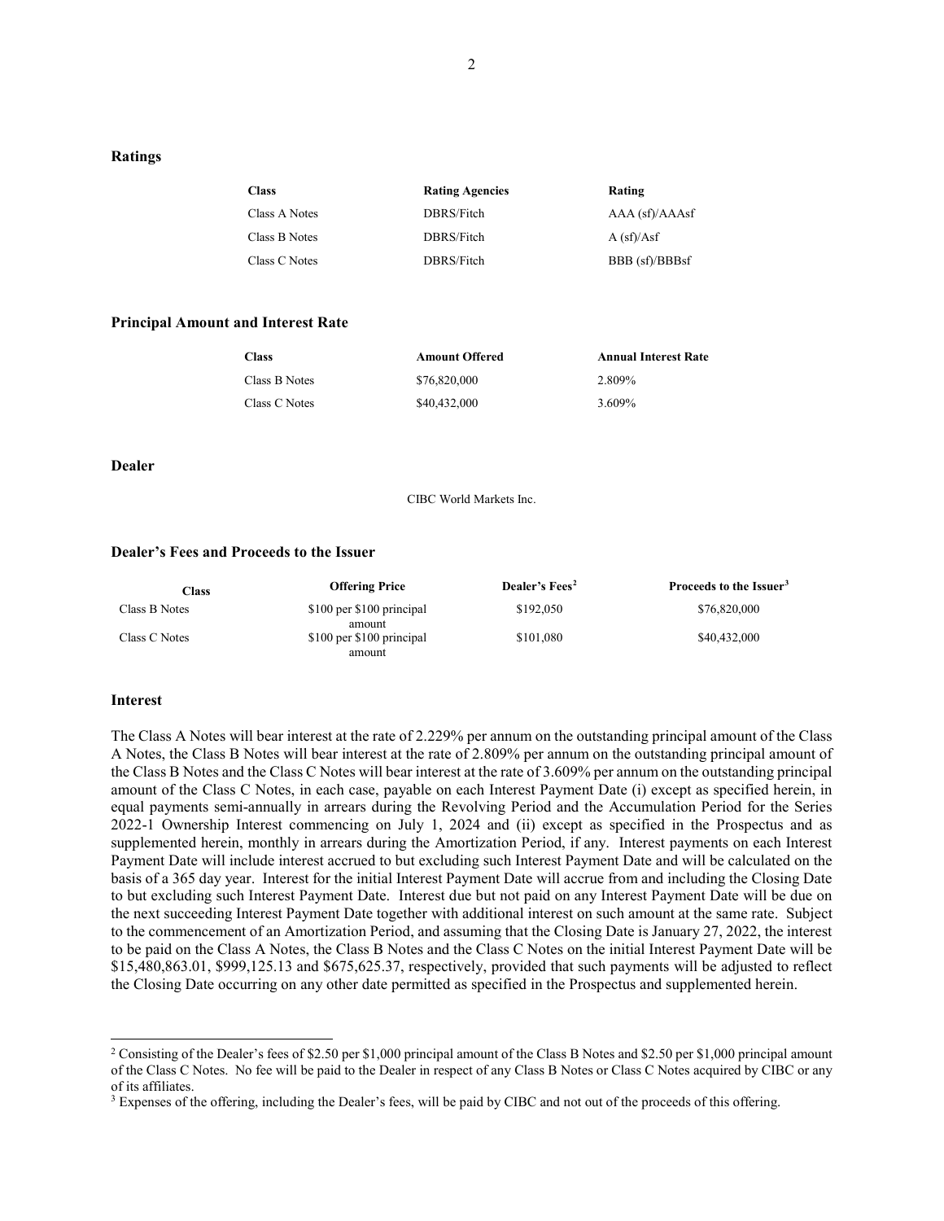### Ratings

| Class | Rating Agencies | Rating |
|---|---|---|
| Class A Notes | DBRS/Fitch | AAA (sf)/AAAsf |
| Class B Notes | DBRS/Fitch | A (sf)/Asf |
| Class C Notes | DBRS/Fitch | BBB (sf)/BBBsf |

### Principal Amount and Interest Rate

| Class | Amount Offered | Annual Interest Rate |
|---|---|---|
| Class B Notes | $76,820,000 | 2.809% |
| Class C Notes | $40,432,000 | 3.609% |

### Dealer

CIBC World Markets Inc.

### Dealer's Fees and Proceeds to the Issuer

| Class | Offering Price | Dealer's Fees[2] | Proceeds to the Issuer[3] |
|---|---|---|---|
| Class B Notes | $100 per $100 principal amount | $192,050 | $76,820,000 |
| Class C Notes | $100 per $100 principal amount | $101,080 | $40,432,000 |

### Interest

The Class A Notes will bear interest at the rate of 2.229% per annum on the outstanding principal amount of the Class A Notes, the Class B Notes will bear interest at the rate of 2.809% per annum on the outstanding principal amount of the Class B Notes and the Class C Notes will bear interest at the rate of 3.609% per annum on the outstanding principal amount of the Class C Notes, in each case, payable on each Interest Payment Date (i) except as specified herein, in equal payments semi-annually in arrears during the Revolving Period and the Accumulation Period for the Series 2022-1 Ownership Interest commencing on July 1, 2024 and (ii) except as specified in the Prospectus and as supplemented herein, monthly in arrears during the Amortization Period, if any. Interest payments on each Interest Payment Date will include interest accrued to but excluding such Interest Payment Date and will be calculated on the basis of a 365 day year. Interest for the initial Interest Payment Date will accrue from and including the Closing Date to but excluding such Interest Payment Date. Interest due but not paid on any Interest Payment Date will be due on the next succeeding Interest Payment Date together with additional interest on such amount at the same rate. Subject to the commencement of an Amortization Period, and assuming that the Closing Date is January 27, 2022, the interest to be paid on the Class A Notes, the Class B Notes and the Class C Notes on the initial Interest Payment Date will be $15,480,863.01, $999,125.13 and $675,625.37, respectively, provided that such payments will be adjusted to reflect the Closing Date occurring on any other date permitted as specified in the Prospectus and supplemented herein.

---

[2] Consisting of the Dealer's fees of $2.50 per $1,000 principal amount of the Class B Notes and $2.50 per $1,000 principal amount of the Class C Notes. No fee will be paid to the Dealer in respect of any Class B Notes or Class C Notes acquired by CIBC or any of its affiliates.

[3] Expenses of the offering, including the Dealer's fees, will be paid by CIBC and not out of the proceeds of this offering.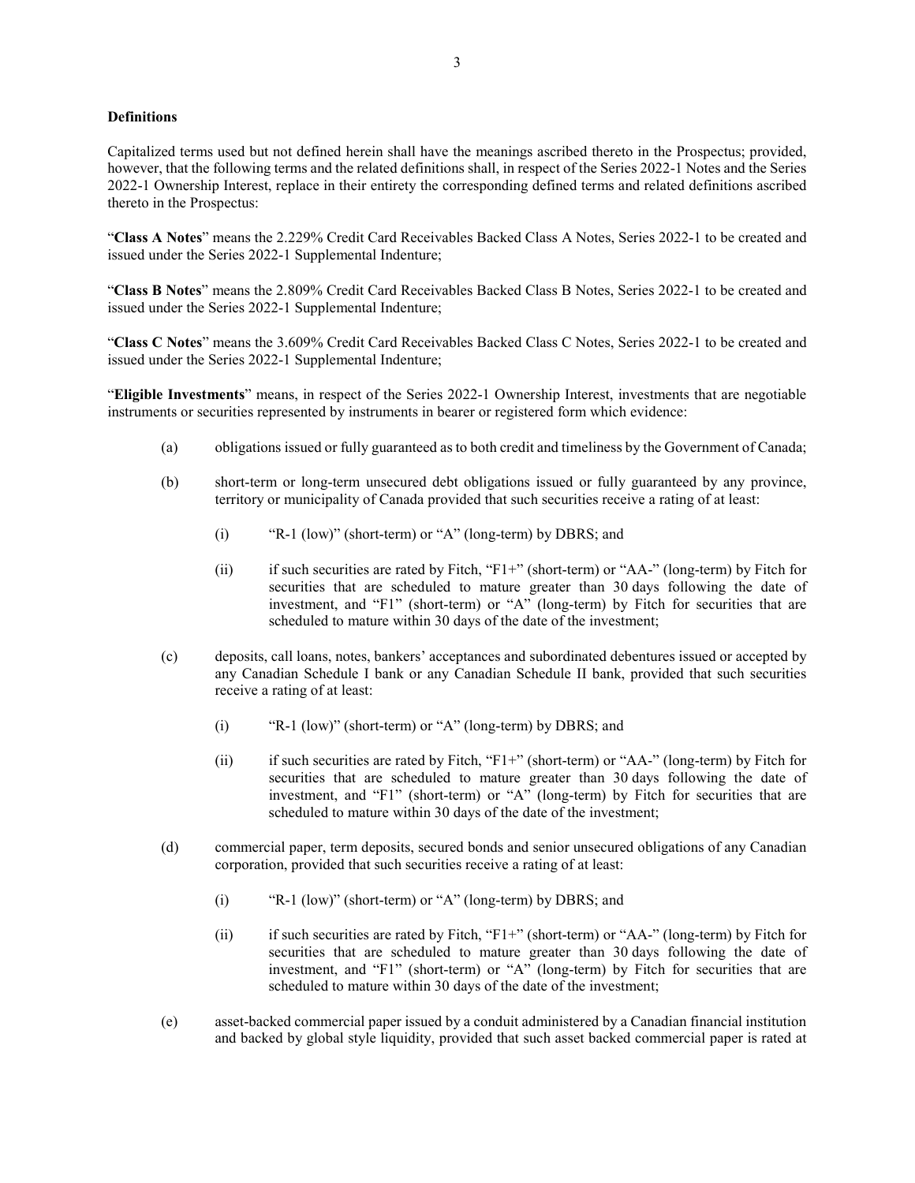**Definitions**

Capitalized terms used but not defined herein shall have the meanings ascribed thereto in the Prospectus; provided, however, that the following terms and the related definitions shall, in respect of the Series 2022-1 Notes and the Series 2022-1 Ownership Interest, replace in their entirety the corresponding defined terms and related definitions ascribed thereto in the Prospectus:

"**Class A Notes**" means the 2.229% Credit Card Receivables Backed Class A Notes, Series 2022-1 to be created and issued under the Series 2022-1 Supplemental Indenture;

"**Class B Notes**" means the 2.809% Credit Card Receivables Backed Class B Notes, Series 2022-1 to be created and issued under the Series 2022-1 Supplemental Indenture;

"**Class C Notes**" means the 3.609% Credit Card Receivables Backed Class C Notes, Series 2022-1 to be created and issued under the Series 2022-1 Supplemental Indenture;

"**Eligible Investments**" means, in respect of the Series 2022-1 Ownership Interest, investments that are negotiable instruments or securities represented by instruments in bearer or registered form which evidence:

(a) obligations issued or fully guaranteed as to both credit and timeliness by the Government of Canada;

(b) short-term or long-term unsecured debt obligations issued or fully guaranteed by any province, territory or municipality of Canada provided that such securities receive a rating of at least:

  (i) "R-1 (low)" (short-term) or "A" (long-term) by DBRS; and

  (ii) if such securities are rated by Fitch, "F1+" (short-term) or "AA-" (long-term) by Fitch for securities that are scheduled to mature greater than 30 days following the date of investment, and "F1" (short-term) or "A" (long-term) by Fitch for securities that are scheduled to mature within 30 days of the date of the investment;

(c) deposits, call loans, notes, bankers' acceptances and subordinated debentures issued or accepted by any Canadian Schedule I bank or any Canadian Schedule II bank, provided that such securities receive a rating of at least:

  (i) "R-1 (low)" (short-term) or "A" (long-term) by DBRS; and

  (ii) if such securities are rated by Fitch, "F1+" (short-term) or "AA-" (long-term) by Fitch for securities that are scheduled to mature greater than 30 days following the date of investment, and "F1" (short-term) or "A" (long-term) by Fitch for securities that are scheduled to mature within 30 days of the date of the investment;

(d) commercial paper, term deposits, secured bonds and senior unsecured obligations of any Canadian corporation, provided that such securities receive a rating of at least:

  (i) "R-1 (low)" (short-term) or "A" (long-term) by DBRS; and

  (ii) if such securities are rated by Fitch, "F1+" (short-term) or "AA-" (long-term) by Fitch for securities that are scheduled to mature greater than 30 days following the date of investment, and "F1" (short-term) or "A" (long-term) by Fitch for securities that are scheduled to mature within 30 days of the date of the investment;

(e) asset-backed commercial paper issued by a conduit administered by a Canadian financial institution and backed by global style liquidity, provided that such asset backed commercial paper is rated at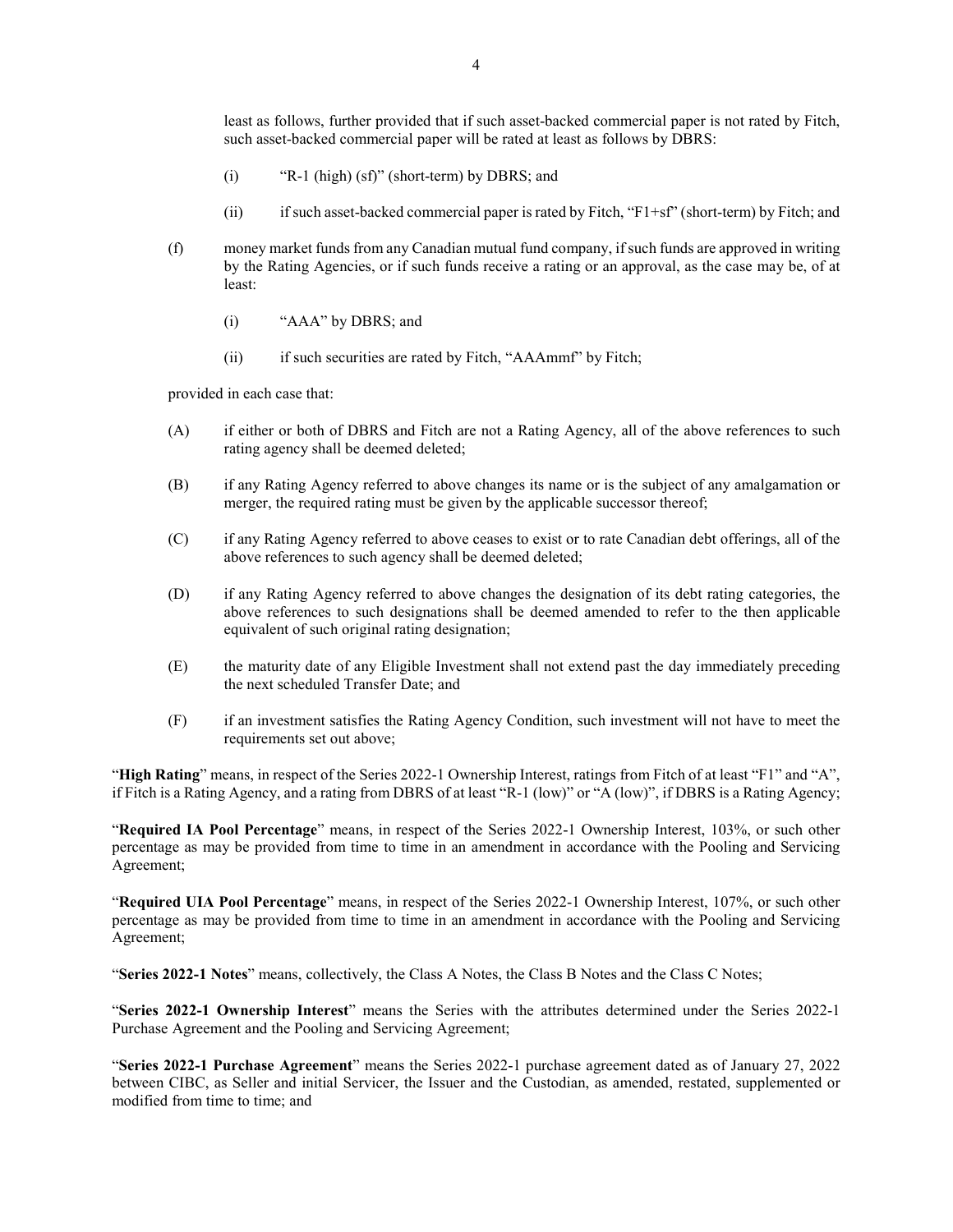least as follows, further provided that if such asset-backed commercial paper is not rated by Fitch, such asset-backed commercial paper will be rated at least as follows by DBRS:

(i) "R-1 (high) (sf)" (short-term) by DBRS; and

(ii) if such asset-backed commercial paper is rated by Fitch, "F1+sf" (short-term) by Fitch; and

(f) money market funds from any Canadian mutual fund company, if such funds are approved in writing by the Rating Agencies, or if such funds receive a rating or an approval, as the case may be, of at least:

(i) "AAA" by DBRS; and

(ii) if such securities are rated by Fitch, "AAAmmf" by Fitch;

provided in each case that:

(A) if either or both of DBRS and Fitch are not a Rating Agency, all of the above references to such rating agency shall be deemed deleted;

(B) if any Rating Agency referred to above changes its name or is the subject of any amalgamation or merger, the required rating must be given by the applicable successor thereof;

(C) if any Rating Agency referred to above ceases to exist or to rate Canadian debt offerings, all of the above references to such agency shall be deemed deleted;

(D) if any Rating Agency referred to above changes the designation of its debt rating categories, the above references to such designations shall be deemed amended to refer to the then applicable equivalent of such original rating designation;

(E) the maturity date of any Eligible Investment shall not extend past the day immediately preceding the next scheduled Transfer Date; and

(F) if an investment satisfies the Rating Agency Condition, such investment will not have to meet the requirements set out above;

"**High Rating**" means, in respect of the Series 2022-1 Ownership Interest, ratings from Fitch of at least "F1" and "A", if Fitch is a Rating Agency, and a rating from DBRS of at least "R-1 (low)" or "A (low)", if DBRS is a Rating Agency;

"**Required IA Pool Percentage**" means, in respect of the Series 2022-1 Ownership Interest, 103%, or such other percentage as may be provided from time to time in an amendment in accordance with the Pooling and Servicing Agreement;

"**Required UIA Pool Percentage**" means, in respect of the Series 2022-1 Ownership Interest, 107%, or such other percentage as may be provided from time to time in an amendment in accordance with the Pooling and Servicing Agreement;

"**Series 2022-1 Notes**" means, collectively, the Class A Notes, the Class B Notes and the Class C Notes;

"**Series 2022-1 Ownership Interest**" means the Series with the attributes determined under the Series 2022-1 Purchase Agreement and the Pooling and Servicing Agreement;

"**Series 2022-1 Purchase Agreement**" means the Series 2022-1 purchase agreement dated as of January 27, 2022 between CIBC, as Seller and initial Servicer, the Issuer and the Custodian, as amended, restated, supplemented or modified from time to time; and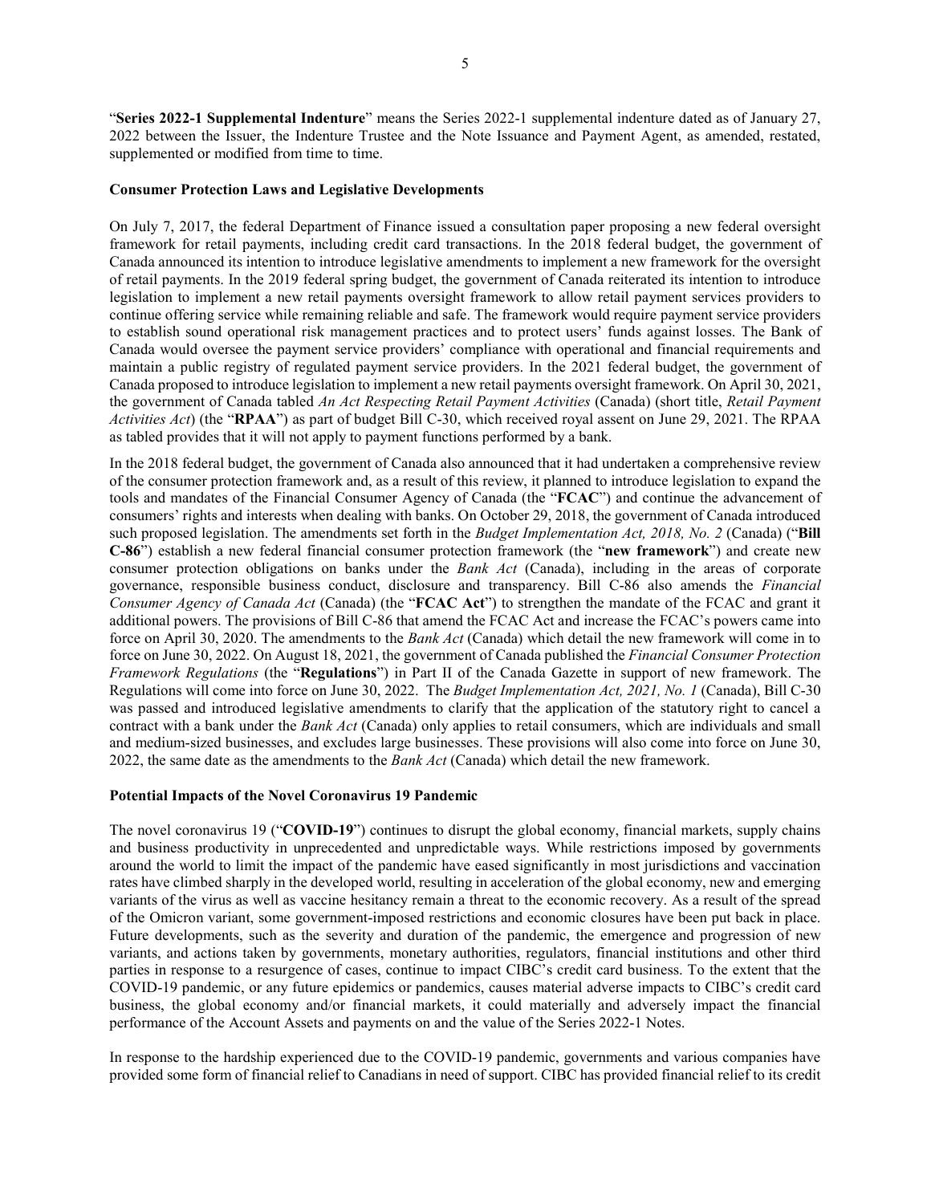"**Series 2022-1 Supplemental Indenture**" means the Series 2022-1 supplemental indenture dated as of January 27, 2022 between the Issuer, the Indenture Trustee and the Note Issuance and Payment Agent, as amended, restated, supplemented or modified from time to time.

**Consumer Protection Laws and Legislative Developments**

On July 7, 2017, the federal Department of Finance issued a consultation paper proposing a new federal oversight framework for retail payments, including credit card transactions. In the 2018 federal budget, the government of Canada announced its intention to introduce legislative amendments to implement a new framework for the oversight of retail payments. In the 2019 federal spring budget, the government of Canada reiterated its intention to introduce legislation to implement a new retail payments oversight framework to allow retail payment services providers to continue offering service while remaining reliable and safe. The framework would require payment service providers to establish sound operational risk management practices and to protect users' funds against losses. The Bank of Canada would oversee the payment service providers' compliance with operational and financial requirements and maintain a public registry of regulated payment service providers. In the 2021 federal budget, the government of Canada proposed to introduce legislation to implement a new retail payments oversight framework. On April 30, 2021, the government of Canada tabled *An Act Respecting Retail Payment Activities* (Canada) (short title, *Retail Payment Activities Act*) (the "**RPAA**") as part of budget Bill C-30, which received royal assent on June 29, 2021. The RPAA as tabled provides that it will not apply to payment functions performed by a bank.

In the 2018 federal budget, the government of Canada also announced that it had undertaken a comprehensive review of the consumer protection framework and, as a result of this review, it planned to introduce legislation to expand the tools and mandates of the Financial Consumer Agency of Canada (the "**FCAC**") and continue the advancement of consumers' rights and interests when dealing with banks. On October 29, 2018, the government of Canada introduced such proposed legislation. The amendments set forth in the *Budget Implementation Act, 2018, No. 2* (Canada) ("**Bill C-86**") establish a new federal financial consumer protection framework (the "**new framework**") and create new consumer protection obligations on banks under the *Bank Act* (Canada), including in the areas of corporate governance, responsible business conduct, disclosure and transparency. Bill C-86 also amends the *Financial Consumer Agency of Canada Act* (Canada) (the "**FCAC Act**") to strengthen the mandate of the FCAC and grant it additional powers. The provisions of Bill C-86 that amend the FCAC Act and increase the FCAC's powers came into force on April 30, 2020. The amendments to the *Bank Act* (Canada) which detail the new framework will come in to force on June 30, 2022. On August 18, 2021, the government of Canada published the *Financial Consumer Protection Framework Regulations* (the "**Regulations**") in Part II of the Canada Gazette in support of new framework. The Regulations will come into force on June 30, 2022. The *Budget Implementation Act, 2021, No. 1* (Canada), Bill C-30 was passed and introduced legislative amendments to clarify that the application of the statutory right to cancel a contract with a bank under the *Bank Act* (Canada) only applies to retail consumers, which are individuals and small and medium-sized businesses, and excludes large businesses. These provisions will also come into force on June 30, 2022, the same date as the amendments to the *Bank Act* (Canada) which detail the new framework.

**Potential Impacts of the Novel Coronavirus 19 Pandemic**

The novel coronavirus 19 ("**COVID-19**") continues to disrupt the global economy, financial markets, supply chains and business productivity in unprecedented and unpredictable ways. While restrictions imposed by governments around the world to limit the impact of the pandemic have eased significantly in most jurisdictions and vaccination rates have climbed sharply in the developed world, resulting in acceleration of the global economy, new and emerging variants of the virus as well as vaccine hesitancy remain a threat to the economic recovery. As a result of the spread of the Omicron variant, some government-imposed restrictions and economic closures have been put back in place. Future developments, such as the severity and duration of the pandemic, the emergence and progression of new variants, and actions taken by governments, monetary authorities, regulators, financial institutions and other third parties in response to a resurgence of cases, continue to impact CIBC's credit card business. To the extent that the COVID-19 pandemic, or any future epidemics or pandemics, causes material adverse impacts to CIBC's credit card business, the global economy and/or financial markets, it could materially and adversely impact the financial performance of the Account Assets and payments on and the value of the Series 2022-1 Notes.

In response to the hardship experienced due to the COVID-19 pandemic, governments and various companies have provided some form of financial relief to Canadians in need of support. CIBC has provided financial relief to its credit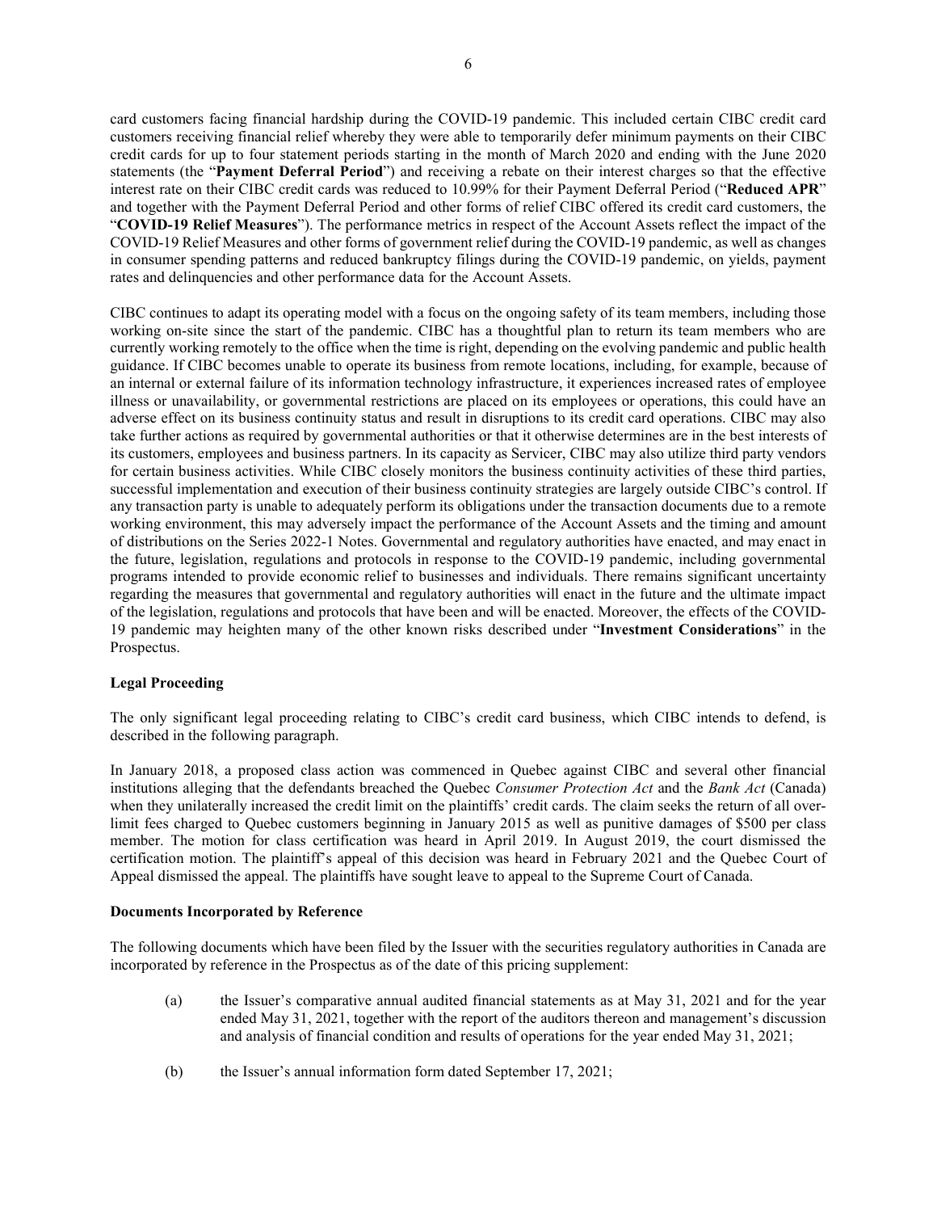card customers facing financial hardship during the COVID-19 pandemic. This included certain CIBC credit card customers receiving financial relief whereby they were able to temporarily defer minimum payments on their CIBC credit cards for up to four statement periods starting in the month of March 2020 and ending with the June 2020 statements (the "**Payment Deferral Period**") and receiving a rebate on their interest charges so that the effective interest rate on their CIBC credit cards was reduced to 10.99% for their Payment Deferral Period ("**Reduced APR**" and together with the Payment Deferral Period and other forms of relief CIBC offered its credit card customers, the "**COVID-19 Relief Measures**"). The performance metrics in respect of the Account Assets reflect the impact of the COVID-19 Relief Measures and other forms of government relief during the COVID-19 pandemic, as well as changes in consumer spending patterns and reduced bankruptcy filings during the COVID-19 pandemic, on yields, payment rates and delinquencies and other performance data for the Account Assets.

CIBC continues to adapt its operating model with a focus on the ongoing safety of its team members, including those working on-site since the start of the pandemic. CIBC has a thoughtful plan to return its team members who are currently working remotely to the office when the time is right, depending on the evolving pandemic and public health guidance. If CIBC becomes unable to operate its business from remote locations, including, for example, because of an internal or external failure of its information technology infrastructure, it experiences increased rates of employee illness or unavailability, or governmental restrictions are placed on its employees or operations, this could have an adverse effect on its business continuity status and result in disruptions to its credit card operations. CIBC may also take further actions as required by governmental authorities or that it otherwise determines are in the best interests of its customers, employees and business partners. In its capacity as Servicer, CIBC may also utilize third party vendors for certain business activities. While CIBC closely monitors the business continuity activities of these third parties, successful implementation and execution of their business continuity strategies are largely outside CIBC's control. If any transaction party is unable to adequately perform its obligations under the transaction documents due to a remote working environment, this may adversely impact the performance of the Account Assets and the timing and amount of distributions on the Series 2022-1 Notes. Governmental and regulatory authorities have enacted, and may enact in the future, legislation, regulations and protocols in response to the COVID-19 pandemic, including governmental programs intended to provide economic relief to businesses and individuals. There remains significant uncertainty regarding the measures that governmental and regulatory authorities will enact in the future and the ultimate impact of the legislation, regulations and protocols that have been and will be enacted. Moreover, the effects of the COVID-19 pandemic may heighten many of the other known risks described under "**Investment Considerations**" in the Prospectus.

**Legal Proceeding**

The only significant legal proceeding relating to CIBC's credit card business, which CIBC intends to defend, is described in the following paragraph.

In January 2018, a proposed class action was commenced in Quebec against CIBC and several other financial institutions alleging that the defendants breached the Quebec *Consumer Protection Act* and the *Bank Act* (Canada) when they unilaterally increased the credit limit on the plaintiffs' credit cards. The claim seeks the return of all over-limit fees charged to Quebec customers beginning in January 2015 as well as punitive damages of $500 per class member. The motion for class certification was heard in April 2019. In August 2019, the court dismissed the certification motion. The plaintiff's appeal of this decision was heard in February 2021 and the Quebec Court of Appeal dismissed the appeal. The plaintiffs have sought leave to appeal to the Supreme Court of Canada.

**Documents Incorporated by Reference**

The following documents which have been filed by the Issuer with the securities regulatory authorities in Canada are incorporated by reference in the Prospectus as of the date of this pricing supplement:

(a) the Issuer's comparative annual audited financial statements as at May 31, 2021 and for the year ended May 31, 2021, together with the report of the auditors thereon and management's discussion and analysis of financial condition and results of operations for the year ended May 31, 2021;

(b) the Issuer's annual information form dated September 17, 2021;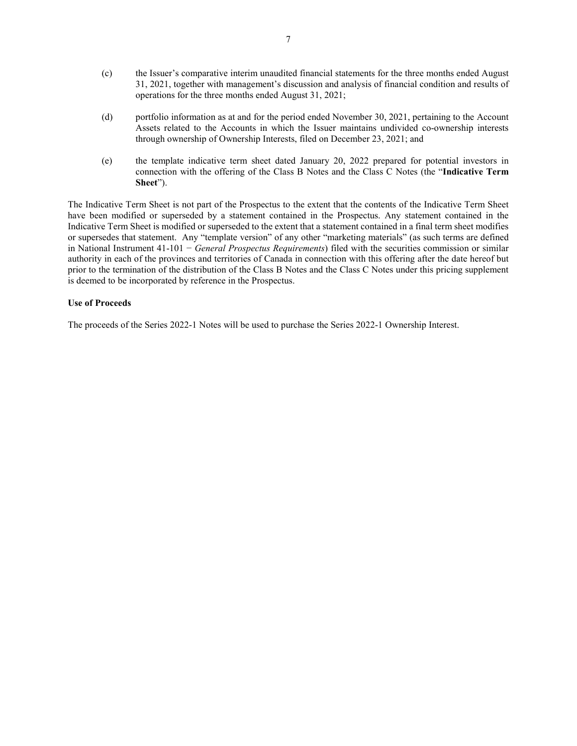(c) the Issuer's comparative interim unaudited financial statements for the three months ended August 31, 2021, together with management's discussion and analysis of financial condition and results of operations for the three months ended August 31, 2021;

(d) portfolio information as at and for the period ended November 30, 2021, pertaining to the Account Assets related to the Accounts in which the Issuer maintains undivided co-ownership interests through ownership of Ownership Interests, filed on December 23, 2021; and

(e) the template indicative term sheet dated January 20, 2022 prepared for potential investors in connection with the offering of the Class B Notes and the Class C Notes (the "**Indicative Term Sheet**").

The Indicative Term Sheet is not part of the Prospectus to the extent that the contents of the Indicative Term Sheet have been modified or superseded by a statement contained in the Prospectus. Any statement contained in the Indicative Term Sheet is modified or superseded to the extent that a statement contained in a final term sheet modifies or supersedes that statement. Any "template version" of any other "marketing materials" (as such terms are defined in National Instrument 41-101 − *General Prospectus Requirements*) filed with the securities commission or similar authority in each of the provinces and territories of Canada in connection with this offering after the date hereof but prior to the termination of the distribution of the Class B Notes and the Class C Notes under this pricing supplement is deemed to be incorporated by reference in the Prospectus.

**Use of Proceeds**

The proceeds of the Series 2022-1 Notes will be used to purchase the Series 2022-1 Ownership Interest.